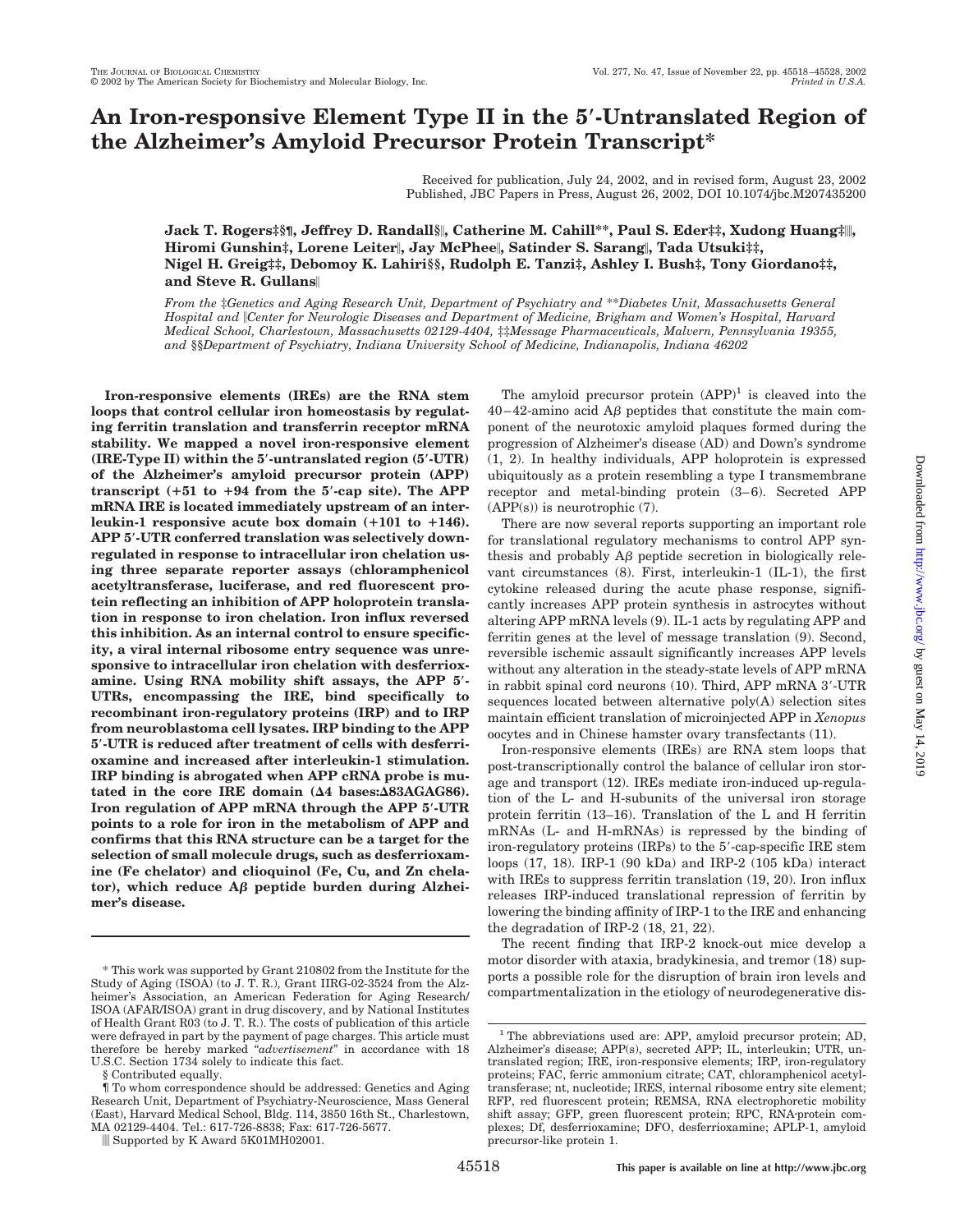# An Iron-responsive Element Type II in the 5′-Untranslated Region of the Alzheimer's Amyloid Precursor Protein Transcript*

Received for publication, July 24, 2002, and in revised form, August 23, 2002
Published, JBC Papers in Press, August 26, 2002, DOI 10.1074/jbc.M207435200

**Jack T. Rogers‡§¶, Jeffrey D. Randall§‖, Catherine M. Cahill**, Paul S. Eder‡‡, Xudong Huang‡‖‖, Hiromi Gunshin‡, Lorene Leiter‖, Jay McPhee‖, Satinder S. Sarang‖, Tada Utsuki‡‡, Nigel H. Greig‡‡, Debomoy K. Lahiri§§, Rudolph E. Tanzi‡, Ashley I. Bush‡, Tony Giordano‡‡, and Steve R. Gullans‖**

*From the ‡Genetics and Aging Research Unit, Department of Psychiatry and **Diabetes Unit, Massachusetts General Hospital and ‖Center for Neurologic Diseases and Department of Medicine, Brigham and Women's Hospital, Harvard Medical School, Charlestown, Massachusetts 02129-4404, ‡‡Message Pharmaceuticals, Malvern, Pennsylvania 19355, and §§Department of Psychiatry, Indiana University School of Medicine, Indianapolis, Indiana 46202*

**Iron-responsive elements (IREs) are the RNA stem loops that control cellular iron homeostasis by regulating ferritin translation and transferrin receptor mRNA stability. We mapped a novel iron-responsive element (IRE-Type II) within the 5′-untranslated region (5′-UTR) of the Alzheimer's amyloid precursor protein (APP) transcript (+51 to +94 from the 5′-cap site). The APP mRNA IRE is located immediately upstream of an interleukin-1 responsive acute box domain (+101 to +146). APP 5′-UTR conferred translation was selectively downregulated in response to intracellular iron chelation using three separate reporter assays (chloramphenicol acetyltransferase, luciferase, and red fluorescent protein reflecting an inhibition of APP holoprotein translation in response to iron chelation. Iron influx reversed this inhibition. As an internal control to ensure specificity, a viral internal ribosome entry sequence was unresponsive to intracellular iron chelation with desferrioxamine. Using RNA mobility shift assays, the APP 5′-UTRs, encompassing the IRE, bind specifically to recombinant iron-regulatory proteins (IRP) and to IRP from neuroblastoma cell lysates. IRP binding to the APP 5′-UTR is reduced after treatment of cells with desferrioxamine and increased after interleukin-1 stimulation. IRP binding is abrogated when APP cRNA probe is mutated in the core IRE domain (Δ4 bases:Δ83AGAG86). Iron regulation of APP mRNA through the APP 5′-UTR points to a role for iron in the metabolism of APP and confirms that this RNA structure can be a target for the selection of small molecule drugs, such as desferrioxamine (Fe chelator) and clioquinol (Fe, Cu, and Zn chelator), which reduce Aβ peptide burden during Alzheimer's disease.**

The amyloid precursor protein (APP)[1] is cleaved into the 40–42-amino acid Aβ peptides that constitute the main component of the neurotoxic amyloid plaques formed during the progression of Alzheimer's disease (AD) and Down's syndrome (1, 2). In healthy individuals, APP holoprotein is expressed ubiquitously as a protein resembling a type I transmembrane receptor and metal-binding protein (3–6). Secreted APP (APP(s)) is neurotrophic (7).

There are now several reports supporting an important role for translational regulatory mechanisms to control APP synthesis and probably Aβ peptide secretion in biologically relevant circumstances (8). First, interleukin-1 (IL-1), the first cytokine released during the acute phase response, significantly increases APP protein synthesis in astrocytes without altering APP mRNA levels (9). IL-1 acts by regulating APP and ferritin genes at the level of message translation (9). Second, reversible ischemic assault significantly increases APP levels without any alteration in the steady-state levels of APP mRNA in rabbit spinal cord neurons (10). Third, APP mRNA 3′-UTR sequences located between alternative poly(A) selection sites maintain efficient translation of microinjected APP in *Xenopus* oocytes and in Chinese hamster ovary transfectants (11).

Iron-responsive elements (IREs) are RNA stem loops that post-transcriptionally control the balance of cellular iron storage and transport (12). IREs mediate iron-induced up-regulation of the L- and H-subunits of the universal iron storage protein ferritin (13–16). Translation of the L and H ferritin mRNAs (L- and H-mRNAs) is repressed by the binding of iron-regulatory proteins (IRPs) to the 5′-cap-specific IRE stem loops (17, 18). IRP-1 (90 kDa) and IRP-2 (105 kDa) interact with IREs to suppress ferritin translation (19, 20). Iron influx releases IRP-induced translational repression of ferritin by lowering the binding affinity of IRP-1 to the IRE and enhancing the degradation of IRP-2 (18, 21, 22).

The recent finding that IRP-2 knock-out mice develop a motor disorder with ataxia, bradykinesia, and tremor (18) supports a possible role for the disruption of brain iron levels and compartmentalization in the etiology of neurodegenerative dis-

---

* This work was supported by Grant 210802 from the Institute for the Study of Aging (ISOA) (to J. T. R.), Grant IIRG-02-3524 from the Alzheimer's Association, an American Federation for Aging Research/ISOA (AFAR/ISOA) grant in drug discovery, and by National Institutes of Health Grant R03 (to J. T. R.). The costs of publication of this article were defrayed in part by the payment of page charges. This article must therefore be hereby marked "*advertisement*" in accordance with 18 U.S.C. Section 1734 solely to indicate this fact.

§ Contributed equally.

¶ To whom correspondence should be addressed: Genetics and Aging Research Unit, Department of Psychiatry-Neuroscience, Mass General (East), Harvard Medical School, Bldg. 114, 3850 16th St., Charlestown, MA 02129-4404. Tel.: 617-726-8838; Fax: 617-726-5677.

‖‖ Supported by K Award 5K01MH02001.

[1] The abbreviations used are: APP, amyloid precursor protein; AD, Alzheimer's disease; APP(s), secreted APP; IL, interleukin; UTR, untranslated region; IRE, iron-responsive elements; IRP, iron-regulatory proteins; FAC, ferric ammonium citrate; CAT, chloramphenicol acetyltransferase; nt, nucleotide; IRES, internal ribosome entry site element; RFP, red fluorescent protein; REMSA, RNA electrophoretic mobility shift assay; GFP, green fluorescent protein; RPC, RNA·protein complexes; Df, desferrioxamine; DFO, desferrioxamine; APLP-1, amyloid precursor-like protein 1.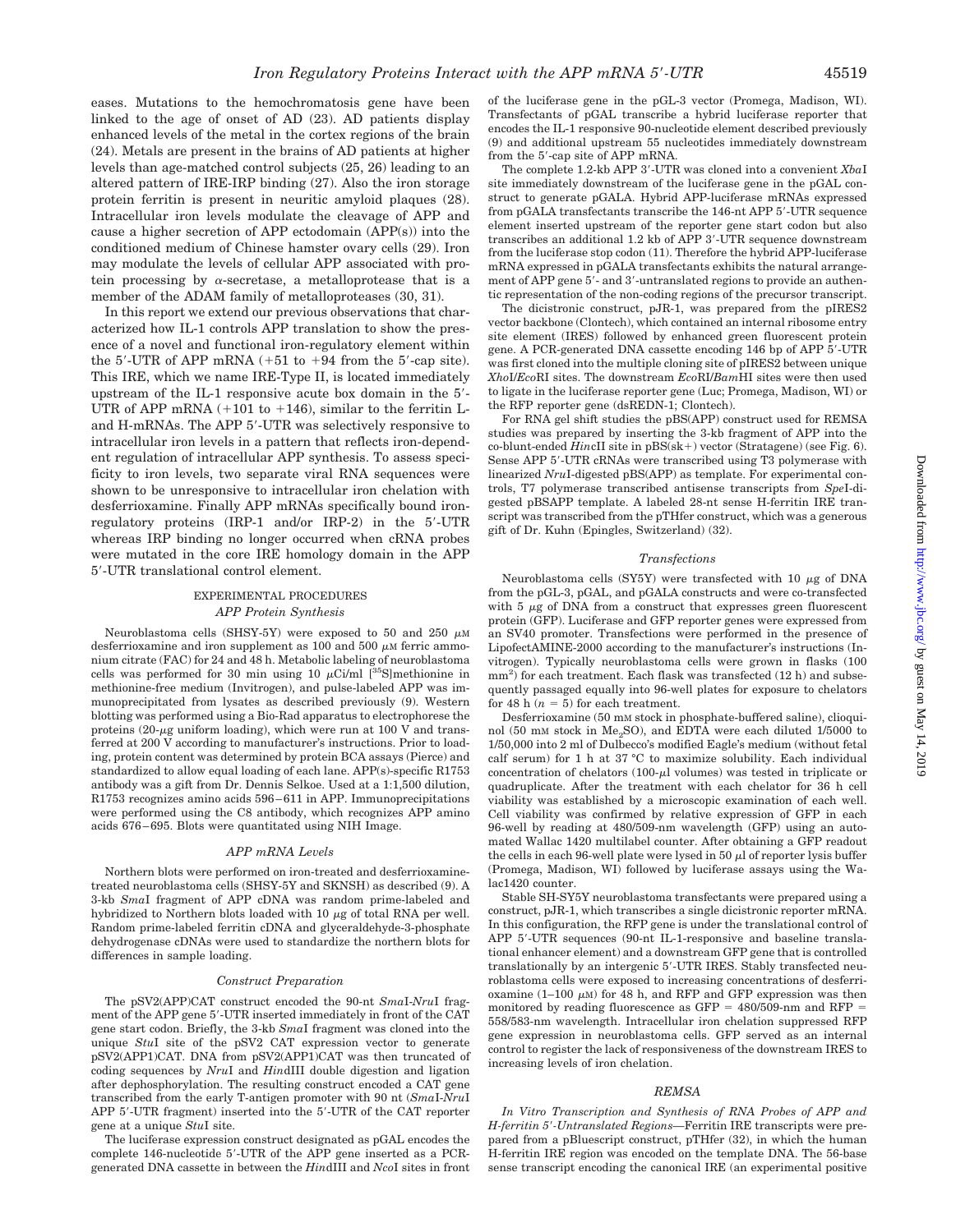eases. Mutations to the hemochromatosis gene have been linked to the age of onset of AD (23). AD patients display enhanced levels of the metal in the cortex regions of the brain (24). Metals are present in the brains of AD patients at higher levels than age-matched control subjects (25, 26) leading to an altered pattern of IRE-IRP binding (27). Also the iron storage protein ferritin is present in neuritic amyloid plaques (28). Intracellular iron levels modulate the cleavage of APP and cause a higher secretion of APP ectodomain (APP(s)) into the conditioned medium of Chinese hamster ovary cells (29). Iron may modulate the levels of cellular APP associated with protein processing by α-secretase, a metalloprotease that is a member of the ADAM family of metalloproteases (30, 31).

In this report we extend our previous observations that characterized how IL-1 controls APP translation to show the presence of a novel and functional iron-regulatory element within the 5′-UTR of APP mRNA (+51 to +94 from the 5′-cap site). This IRE, which we name IRE-Type II, is located immediately upstream of the IL-1 responsive acute box domain in the 5′-UTR of APP mRNA (+101 to +146), similar to the ferritin L- and H-mRNAs. The APP 5′-UTR was selectively responsive to intracellular iron levels in a pattern that reflects iron-dependent regulation of intracellular APP synthesis. To assess specificity to iron levels, two separate viral RNA sequences were shown to be unresponsive to intracellular iron chelation with desferrioxamine. Finally APP mRNAs specifically bound iron-regulatory proteins (IRP-1 and/or IRP-2) in the 5′-UTR whereas IRP binding no longer occurred when cRNA probes were mutated in the core IRE homology domain in the APP 5′-UTR translational control element.

## EXPERIMENTAL PROCEDURES

### APP Protein Synthesis

Neuroblastoma cells (SHSY-5Y) were exposed to 50 and 250 $\mu$M desferrioxamine and iron supplement as 100 and 500 $\mu$M ferric ammonium citrate (FAC) for 24 and 48 h. Metabolic labeling of neuroblastoma cells was performed for 30 min using 10 $\mu$Ci/ml [$^{35}$S]methionine in methionine-free medium (Invitrogen), and pulse-labeled APP was immunoprecipitated from lysates as described previously (9). Western blotting was performed using a Bio-Rad apparatus to electrophorese the proteins (20-$\mu$g uniform loading), which were run at 100 V and transferred at 200 V according to manufacturer's instructions. Prior to loading, protein content was determined by protein BCA assays (Pierce) and standardized to allow equal loading of each lane. APP(s)-specific R1753 antibody was a gift from Dr. Dennis Selkoe. Used at a 1:1,500 dilution, R1753 recognizes amino acids 596–611 in APP. Immunoprecipitations were performed using the C8 antibody, which recognizes APP amino acids 676–695. Blots were quantitated using NIH Image.

### APP mRNA Levels

Northern blots were performed on iron-treated and desferrioxamine-treated neuroblastoma cells (SHSY-5Y and SKNSH) as described (9). A 3-kb *Sma*I fragment of APP cDNA was random prime-labeled and hybridized to Northern blots loaded with 10 $\mu$g of total RNA per well. Random prime-labeled ferritin cDNA and glyceraldehyde-3-phosphate dehydrogenase cDNAs were used to standardize the northern blots for differences in sample loading.

### Construct Preparation

The pSV2(APP)CAT construct encoded the 90-nt *Sma*I-*Nru*I fragment of the APP gene 5′-UTR inserted immediately in front of the CAT gene start codon. Briefly, the 3-kb *Sma*I fragment was cloned into the unique *Stu*I site of the pSV2 CAT expression vector to generate pSV2(APP1)CAT. DNA from pSV2(APP1)CAT was then truncated of coding sequences by *Nru*I and *Hin*dIII double digestion and ligation after dephosphorylation. The resulting construct encoded a CAT gene transcribed from the early T-antigen promoter with 90 nt (*Sma*I-*Nru*I APP 5′-UTR fragment) inserted into the 5′-UTR of the CAT reporter gene at a unique *Stu*I site.

The luciferase expression construct designated as pGAL encodes the complete 146-nucleotide 5′-UTR of the APP gene inserted as a PCR-generated DNA cassette in between the *Hin*dIII and *Nco*I sites in front of the luciferase gene in the pGL-3 vector (Promega, Madison, WI). Transfectants of pGAL transcribe a hybrid luciferase reporter that encodes the IL-1 responsive 90-nucleotide element described previously (9) and additional upstream 55 nucleotides immediately downstream from the 5′-cap site of APP mRNA.

The complete 1.2-kb APP 3′-UTR was cloned into a convenient *Xba*I site immediately downstream of the luciferase gene in the pGAL construct to generate pGALA. Hybrid APP-luciferase mRNAs expressed from pGALA transfectants transcribe the 146-nt APP 5′-UTR sequence element inserted upstream of the reporter gene start codon but also transcribes an additional 1.2 kb of APP 3′-UTR sequence downstream from the luciferase stop codon (11). Therefore the hybrid APP-luciferase mRNA expressed in pGALA transfectants exhibits the natural arrangement of APP gene 5′- and 3′-untranslated regions to provide an authentic representation of the non-coding regions of the precursor transcript.

The dicistronic construct, pJR-1, was prepared from the pIRES2 vector backbone (Clontech), which contained an internal ribosome entry site element (IRES) followed by enhanced green fluorescent protein gene. A PCR-generated DNA cassette encoding 146 bp of APP 5′-UTR was first cloned into the multiple cloning site of pIRES2 between unique *Xho*I/*Eco*RI sites. The downstream *Eco*RI/*Bam*HI sites were then used to ligate in the luciferase reporter gene (Luc; Promega, Madison, WI) or the RFP reporter gene (dsREDN-1; Clontech).

For RNA gel shift studies the pBS(APP) construct used for REMSA studies was prepared by inserting the 3-kb fragment of APP into the co-blunt-ended *Hin*cII site in pBS(sk+) vector (Stratagene) (see Fig. 6). Sense APP 5′-UTR cRNAs were transcribed using T3 polymerase with linearized *Nru*I-digested pBS(APP) as template. For experimental controls, T7 polymerase transcribed antisense transcripts from *Spe*I-digested pBSAPP template. A labeled 28-nt sense H-ferritin IRE transcript was transcribed from the pTHfer construct, which was a generous gift of Dr. Kuhn (Epingles, Switzerland) (32).

### Transfections

Neuroblastoma cells (SY5Y) were transfected with 10 $\mu$g of DNA from the pGL-3, pGAL, and pGALA constructs and were co-transfected with 5 $\mu$g of DNA from a construct that expresses green fluorescent protein (GFP). Luciferase and GFP reporter genes were expressed from an SV40 promoter. Transfections were performed in the presence of LipofectAMINE-2000 according to the manufacturer's instructions (Invitrogen). Typically neuroblastoma cells were grown in flasks (100 mm$^2$) for each treatment. Each flask was transfected (12 h) and subsequently passaged equally into 96-well plates for exposure to chelators for 48 h ($n$ = 5) for each treatment.

Desferrioxamine (50 mM stock in phosphate-buffered saline), clioquinol (50 mM stock in Me$_2$SO), and EDTA were each diluted 1/5000 to 1/50,000 into 2 ml of Dulbecco's modified Eagle's medium (without fetal calf serum) for 1 h at 37 °C to maximize solubility. Each individual concentration of chelators (100-$\mu$l volumes) was tested in triplicate or quadruplicate. After the treatment with each chelator for 36 h cell viability was established by a microscopic examination of each well. Cell viability was confirmed by relative expression of GFP in each 96-well by reading at 480/509-nm wavelength (GFP) using an automated Wallac 1420 multilabel counter. After obtaining a GFP readout the cells in each 96-well plate were lysed in 50 $\mu$l of reporter lysis buffer (Promega, Madison, WI) followed by luciferase assays using the Wallac1420 counter.

Stable SH-SY5Y neuroblastoma transfectants were prepared using a construct, pJR-1, which transcribes a single dicistronic reporter mRNA. In this configuration, the RFP gene is under the translational control of APP 5′-UTR sequences (90-nt IL-1-responsive and baseline translational enhancer element) and a downstream GFP gene that is controlled translationally by an intergenic 5′-UTR IRES. Stably transfected neuroblastoma cells were exposed to increasing concentrations of desferrioxamine (1–100 $\mu$M) for 48 h, and RFP and GFP expression was then monitored by reading fluorescence as GFP = 480/509-nm and RFP = 558/583-nm wavelength. Intracellular iron chelation suppressed RFP gene expression in neuroblastoma cells. GFP served as an internal control to register the lack of responsiveness of the downstream IRES to increasing levels of iron chelation.

### REMSA

*In Vitro Transcription and Synthesis of RNA Probes of APP and H-ferritin 5′-Untranslated Regions*—Ferritin IRE transcripts were prepared from a pBluescript construct, pTHfer (32), in which the human H-ferritin IRE region was encoded on the template DNA. The 56-base sense transcript encoding the canonical IRE (an experimental positive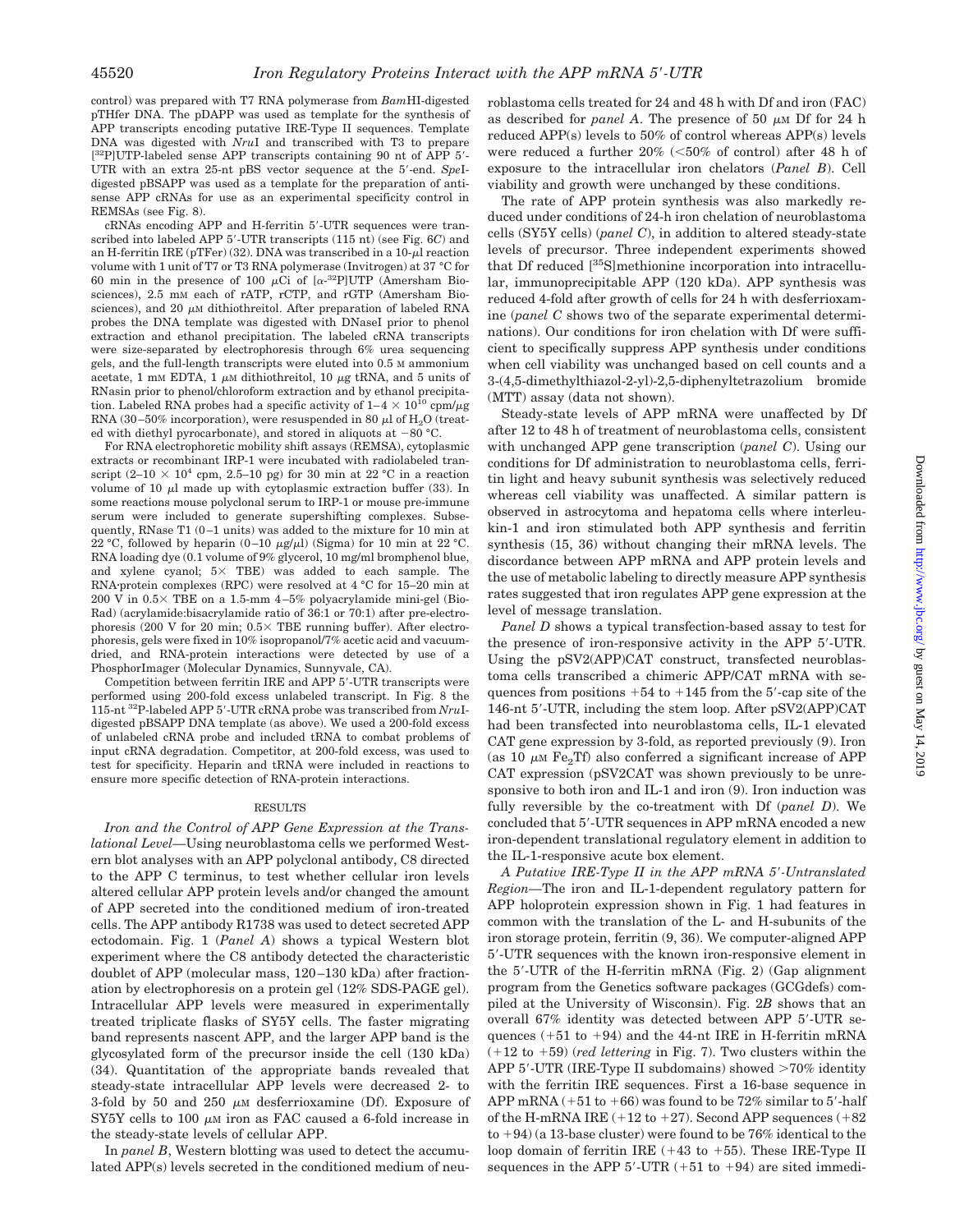control) was prepared with T7 RNA polymerase from *Bam*HI-digested pTHfer DNA. The pDAPP was used as template for the synthesis of APP transcripts encoding putative IRE-Type II sequences. Template DNA was digested with *Nru*I and transcribed with T3 to prepare [$^{32}$P]UTP-labeled sense APP transcripts containing 90 nt of APP 5′-UTR with an extra 25-nt pBS vector sequence at the 5′-end. *Spe*I-digested pBSAPP was used as a template for the preparation of antisense APP cRNAs for use as an experimental specificity control in REMSAs (see Fig. 8).

cRNAs encoding APP and H-ferritin 5′-UTR sequences were transcribed into labeled APP 5′-UTR transcripts (115 nt) (see Fig. 6*C*) and an H-ferritin IRE (pTFer) (32). DNA was transcribed in a 10-μl reaction volume with 1 unit of T7 or T3 RNA polymerase (Invitrogen) at 37 °C for 60 min in the presence of 100 μCi of [α-$^{32}$P]UTP (Amersham Biosciences), 2.5 mM each of rATP, rCTP, and rGTP (Amersham Biosciences), and 20 μM dithiothreitol. After preparation of labeled RNA probes the DNA template was digested with DNaseI prior to phenol extraction and ethanol precipitation. The labeled cRNA transcripts were size-separated by electrophoresis through 6% urea sequencing gels, and the full-length transcripts were eluted into 0.5 M ammonium acetate, 1 mM EDTA, 1 μM dithiothreitol, 10 μg tRNA, and 5 units of RNasin prior to phenol/chloroform extraction and by ethanol precipitation. Labeled RNA probes had a specific activity of 1–4 × $10^{10}$ cpm/μg RNA (30–50% incorporation), were resuspended in 80 μl of $H_2O$ (treated with diethyl pyrocarbonate), and stored in aliquots at −80 °C.

For RNA electrophoretic mobility shift assays (REMSA), cytoplasmic extracts or recombinant IRP-1 were incubated with radiolabeled transcript (2–10 × $10^4$ cpm, 2.5–10 pg) for 30 min at 22 °C in a reaction volume of 10 μl made up with cytoplasmic extraction buffer (33). In some reactions mouse polyclonal serum to IRP-1 or mouse pre-immune serum were included to generate supershifting complexes. Subsequently, RNase T1 (0–1 units) was added to the mixture for 10 min at 22 °C, followed by heparin (0–10 μg/μl) (Sigma) for 10 min at 22 °C. RNA loading dye (0.1 volume of 9% glycerol, 10 mg/ml bromphenol blue, and xylene cyanol; 5× TBE) was added to each sample. The RNA·protein complexes (RPC) were resolved at 4 °C for 15–20 min at 200 V in 0.5× TBE on a 1.5-mm 4–5% polyacrylamide mini-gel (Bio-Rad) (acrylamide:bisacrylamide ratio of 36:1 or 70:1) after pre-electrophoresis (200 V for 20 min; 0.5× TBE running buffer). After electrophoresis, gels were fixed in 10% isopropanol/7% acetic acid and vacuum-dried, and RNA-protein interactions were detected by use of a PhosphorImager (Molecular Dynamics, Sunnyvale, CA).

Competition between ferritin IRE and APP 5′-UTR transcripts were performed using 200-fold excess unlabeled transcript. In Fig. 8 the 115-nt $^{32}$P-labeled APP 5′-UTR cRNA probe was transcribed from *Nru*I-digested pBSAPP DNA template (as above). We used a 200-fold excess of unlabeled cRNA probe and included tRNA to combat problems of input cRNA degradation. Competitor, at 200-fold excess, was used to test for specificity. Heparin and tRNA were included in reactions to ensure more specific detection of RNA-protein interactions.

## RESULTS

*Iron and the Control of APP Gene Expression at the Translational Level*—Using neuroblastoma cells we performed Western blot analyses with an APP polyclonal antibody, C8 directed to the APP C terminus, to test whether cellular iron levels altered cellular APP protein levels and/or changed the amount of APP secreted into the conditioned medium of iron-treated cells. The APP antibody R1738 was used to detect secreted APP ectodomain. Fig. 1 (*Panel A*) shows a typical Western blot experiment where the C8 antibody detected the characteristic doublet of APP (molecular mass, 120–130 kDa) after fractionation by electrophoresis on a protein gel (12% SDS-PAGE gel). Intracellular APP levels were measured in experimentally treated triplicate flasks of SY5Y cells. The faster migrating band represents nascent APP, and the larger APP band is the glycosylated form of the precursor inside the cell (130 kDa) (34). Quantitation of the appropriate bands revealed that steady-state intracellular APP levels were decreased 2- to 3-fold by 50 and 250 μM desferrioxamine (Df). Exposure of SY5Y cells to 100 μM iron as FAC caused a 6-fold increase in the steady-state levels of cellular APP.

In *panel B*, Western blotting was used to detect the accumulated APP(s) levels secreted in the conditioned medium of neuroblastoma cells treated for 24 and 48 h with Df and iron (FAC) as described for *panel A*. The presence of 50 μM Df for 24 h reduced APP(s) levels to 50% of control whereas APP(s) levels were reduced a further 20% (<50% of control) after 48 h of exposure to the intracellular iron chelators (*Panel B*). Cell viability and growth were unchanged by these conditions.

The rate of APP protein synthesis was also markedly reduced under conditions of 24-h iron chelation of neuroblastoma cells (SY5Y cells) (*panel C*), in addition to altered steady-state levels of precursor. Three independent experiments showed that Df reduced [$^{35}$S]methionine incorporation into intracellular, immunoprecipitable APP (120 kDa). APP synthesis was reduced 4-fold after growth of cells for 24 h with desferrioxamine (*panel C* shows two of the separate experimental determinations). Our conditions for iron chelation with Df were sufficient to specifically suppress APP synthesis under conditions when cell viability was unchanged based on cell counts and a 3-(4,5-dimethylthiazol-2-yl)-2,5-diphenyltetrazolium bromide (MTT) assay (data not shown).

Steady-state levels of APP mRNA were unaffected by Df after 12 to 48 h of treatment of neuroblastoma cells, consistent with unchanged APP gene transcription (*panel C*). Using our conditions for Df administration to neuroblastoma cells, ferritin light and heavy subunit synthesis was selectively reduced whereas cell viability was unaffected. A similar pattern is observed in astrocytoma and hepatoma cells where interleukin-1 and iron stimulated both APP synthesis and ferritin synthesis (15, 36) without changing their mRNA levels. The discordance between APP mRNA and APP protein levels and the use of metabolic labeling to directly measure APP synthesis rates suggested that iron regulates APP gene expression at the level of message translation.

*Panel D* shows a typical transfection-based assay to test for the presence of iron-responsive activity in the APP 5′-UTR. Using the pSV2(APP)CAT construct, transfected neuroblastoma cells transcribed a chimeric APP/CAT mRNA with sequences from positions +54 to +145 from the 5′-cap site of the 146-nt 5′-UTR, including the stem loop. After pSV2(APP)CAT had been transfected into neuroblastoma cells, IL-1 elevated CAT gene expression by 3-fold, as reported previously (9). Iron (as 10 μM $Fe_2$Tf) also conferred a significant increase of APP CAT expression (pSV2CAT was shown previously to be unresponsive to both iron and IL-1 and iron (9). Iron induction was fully reversible by the co-treatment with Df (*panel D*). We concluded that 5′-UTR sequences in APP mRNA encoded a new iron-dependent translational regulatory element in addition to the IL-1-responsive acute box element.

*A Putative IRE-Type II in the APP mRNA 5′-Untranslated Region*—The iron and IL-1-dependent regulatory pattern for APP holoprotein expression shown in Fig. 1 had features in common with the translation of the L- and H-subunits of the iron storage protein, ferritin (9, 36). We computer-aligned APP 5′-UTR sequences with the known iron-responsive element in the 5′-UTR of the H-ferritin mRNA (Fig. 2) (Gap alignment program from the Genetics software packages (GCGdefs) compiled at the University of Wisconsin). Fig. 2*B* shows that an overall 67% identity was detected between APP 5′-UTR sequences (+51 to +94) and the 44-nt IRE in H-ferritin mRNA (+12 to +59) (*red lettering* in Fig. 7). Two clusters within the APP 5′-UTR (IRE-Type II subdomains) showed >70% identity with the ferritin IRE sequences. First a 16-base sequence in APP mRNA (+51 to +66) was found to be 72% similar to 5′-half of the H-mRNA IRE (+12 to +27). Second APP sequences (+82 to +94) (a 13-base cluster) were found to be 76% identical to the loop domain of ferritin IRE (+43 to +55). These IRE-Type II sequences in the APP 5′-UTR (+51 to +94) are sited immedi-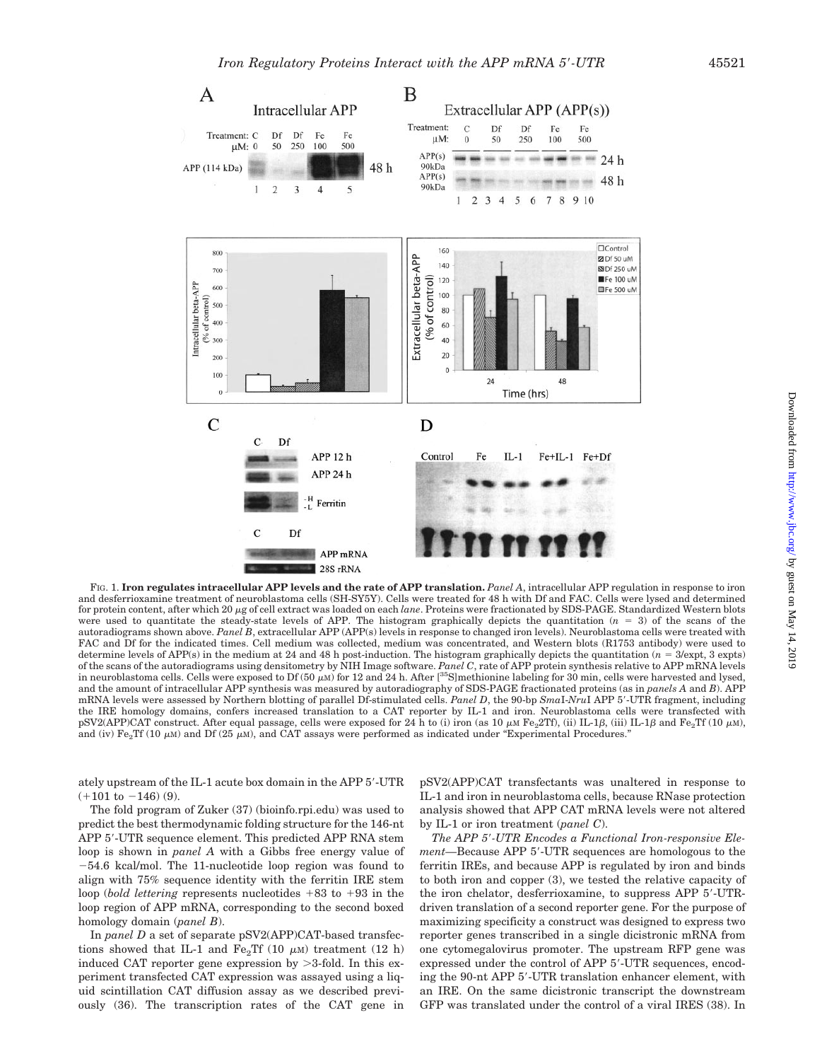FIG. 1. **Iron regulates intracellular APP levels and the rate of APP translation.** *Panel A*, intracellular APP regulation in response to iron and desferrioxamine treatment of neuroblastoma cells (SH-SY5Y). Cells were treated for 48 h with Df and FAC. Cells were lysed and determined for protein content, after which 20 μg of cell extract was loaded on each *lane*. Proteins were fractionated by SDS-PAGE. Standardized Western blots were used to quantitate the steady-state levels of APP. The histogram graphically depicts the quantitation ($n$ = 3) of the scans of the autoradiograms shown above. *Panel B*, extracellular APP (APP(s)) levels in response to changed iron levels). Neuroblastoma cells were treated with FAC and Df for the indicated times. Cell medium was collected, medium was concentrated, and Western blots (R1753 antibody) were used to determine levels of APP(s) in the medium at 24 and 48 h post-induction. The histogram graphically depicts the quantitation ($n$ = 3/expt, 3 expts) of the scans of the autoradiograms using densitometry by NIH Image software. *Panel C*, rate of APP protein synthesis relative to APP mRNA levels in neuroblastoma cells. Cells were exposed to Df (50 μM) for 12 and 24 h. After [$^{35}$S]methionine labeling for 30 min, cells were harvested and lysed, and the amount of intracellular APP synthesis was measured by autoradiography of SDS-PAGE fractionated proteins (as in *panels A* and *B*). APP mRNA levels were assessed by Northern blotting of parallel Df-stimulated cells. *Panel D*, the 90-bp *Sma*I-*Nru*I APP 5′-UTR fragment, including the IRE homology domains, confers increased translation to a CAT reporter by IL-1 and iron. Neuroblastoma cells were transfected with pSV2(APP)CAT construct. After equal passage, cells were exposed for 24 h to (i) iron (as 10 μM $Fe_2$2Tf), (ii) IL-1β, (iii) IL-1β and $Fe_2$Tf (10 μM), and (iv) $Fe_2$Tf (10 μM) and Df (25 μM), and CAT assays were performed as indicated under "Experimental Procedures."

ately upstream of the IL-1 acute box domain in the APP 5′-UTR (+101 to −146) (9).

The fold program of Zuker (37) (bioinfo.rpi.edu) was used to predict the best thermodynamic folding structure for the 146-nt APP 5′-UTR sequence element. This predicted APP RNA stem loop is shown in *panel A* with a Gibbs free energy value of −54.6 kcal/mol. The 11-nucleotide loop region was found to align with 75% sequence identity with the ferritin IRE stem loop (*bold lettering* represents nucleotides +83 to +93 in the loop region of APP mRNA, corresponding to the second boxed homology domain (*panel B*).

In *panel D* a set of separate pSV2(APP)CAT-based transfections showed that IL-1 and $Fe_2$Tf (10 μM) treatment (12 h) induced CAT reporter gene expression by >3-fold. In this experiment transfected CAT expression was assayed using a liquid scintillation CAT diffusion assay as we described previously (36). The transcription rates of the CAT gene in pSV2(APP)CAT transfectants was unaltered in response to IL-1 and iron in neuroblastoma cells, because RNase protection analysis showed that APP CAT mRNA levels were not altered by IL-1 or iron treatment (*panel C*).

*The APP 5′-UTR Encodes a Functional Iron-responsive Element*—Because APP 5′-UTR sequences are homologous to the ferritin IREs, and because APP is regulated by iron and binds to both iron and copper (3), we tested the relative capacity of the iron chelator, desferrioxamine, to suppress APP 5′-UTR-driven translation of a second reporter gene. For the purpose of maximizing specificity a construct was designed to express two reporter genes transcribed in a single dicistronic mRNA from one cytomegalovirus promoter. The upstream RFP gene was expressed under the control of APP 5′-UTR sequences, encoding the 90-nt APP 5′-UTR translation enhancer element, with an IRE. On the same dicistronic transcript the downstream GFP was translated under the control of a viral IRES (38). In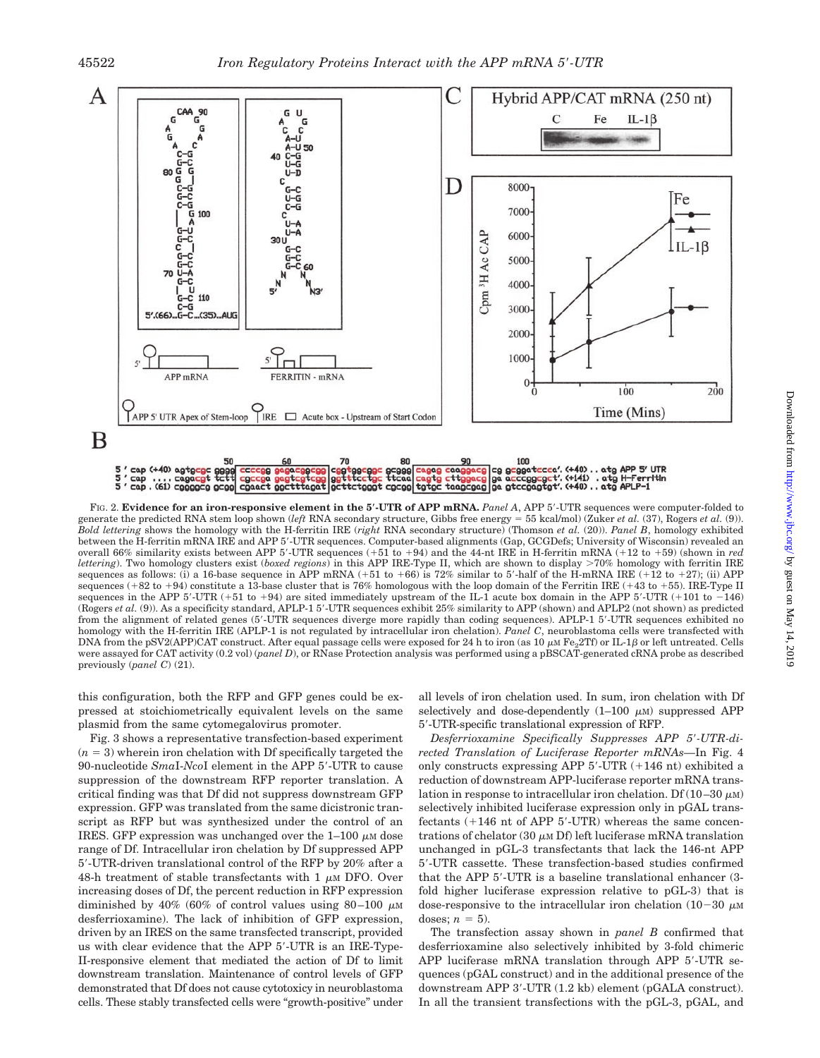FIG. 2. **Evidence for an iron-responsive element in the 5′-UTR of APP mRNA.** *Panel A*, APP 5′-UTR sequences were computer-folded to generate the predicted RNA stem loop shown (*left* RNA secondary structure, Gibbs free energy = 55 kcal/mol) (Zuker *et al.* (37), Rogers *et al.* (9)). *Bold lettering* shows the homology with the H-ferritin IRE (*right* RNA secondary structure) (Thomson *et al.* (20)). *Panel B*, homology exhibited between the H-ferritin mRNA IRE and APP 5′-UTR sequences. Computer-based alignments (Gap, GCGDefs; University of Wisconsin) revealed an overall 66% similarity exists between APP 5′-UTR sequences (+51 to +94) and the 44-nt IRE in H-ferritin mRNA (+12 to +59) (shown in *red lettering*). Two homology clusters exist (*boxed regions*) in this APP IRE-Type II, which are shown to display >70% homology with ferritin IRE sequences as follows: (i) a 16-base sequence in APP mRNA (+51 to +66) is 72% similar to 5′-half of the H-mRNA IRE (+12 to +27); (ii) APP sequences (+82 to +94) constitute a 13-base cluster that is 76% homologous with the loop domain of the Ferritin IRE (+43 to +55). IRE-Type II sequences in the APP 5′-UTR (+51 to +94) are sited immediately upstream of the IL-1 acute box domain in the APP 5′-UTR (+101 to −146) (Rogers *et al.* (9)). As a specificity standard, APLP-1 5′-UTR sequences exhibit 25% similarity to APP (shown) and APLP2 (not shown) as predicted from the alignment of related genes (5′-UTR sequences diverge more rapidly than coding sequences). APLP-1 5′-UTR sequences exhibited no homology with the H-ferritin IRE (APLP-1 is not regulated by intracellular iron chelation). *Panel C*, neuroblastoma cells were transfected with DNA from the pSV2(APP)CAT construct. After equal passage cells were exposed for 24 h to iron (as 10 μM $Fe_2$2Tf) or IL-1β or left untreated. Cells were assayed for CAT activity (0.2 vol) (*panel D*), or RNase Protection analysis was performed using a pBSCAT-generated cRNA probe as described previously (*panel C*) (21).

this configuration, both the RFP and GFP genes could be expressed at stoichiometrically equivalent levels on the same plasmid from the same cytomegalovirus promoter.

Fig. 3 shows a representative transfection-based experiment ($n = 3$) wherein iron chelation with Df specifically targeted the 90-nucleotide *Sma*I-*Nco*I element in the APP 5′-UTR to cause suppression of the downstream RFP reporter translation. A critical finding was that Df did not suppress downstream GFP expression. GFP was translated from the same dicistronic transcript as RFP but was synthesized under the control of an IRES. GFP expression was unchanged over the 1–100 μM dose range of Df. Intracellular iron chelation by Df suppressed APP 5′-UTR-driven translational control of the RFP by 20% after a 48-h treatment of stable transfectants with 1 μM DFO. Over increasing doses of Df, the percent reduction in RFP expression diminished by 40% (60% of control values using 80–100 μM desferrioxamine). The lack of inhibition of GFP expression, driven by an IRES on the same transfected transcript, provided us with clear evidence that the APP 5′-UTR is an IRE-Type-II-responsive element that mediated the action of Df to limit downstream translation. Maintenance of control levels of GFP demonstrated that Df does not cause cytotoxicity in neuroblastoma cells. These stably transfected cells were "growth-positive" under all levels of iron chelation used. In sum, iron chelation with Df selectively and dose-dependently (1–100 μM) suppressed APP 5′-UTR-specific translational expression of RFP.

*Desferrioxamine Specifically Suppresses APP 5′-UTR-directed Translation of Luciferase Reporter mRNAs*—In Fig. 4 only constructs expressing APP 5′-UTR (+146 nt) exhibited a reduction of downstream APP-luciferase reporter mRNA translation in response to intracellular iron chelation. Df (10–30 μM) selectively inhibited luciferase expression only in pGAL transfectants (+146 nt of APP 5′-UTR) whereas the same concentrations of chelator (30 μM Df) left luciferase mRNA translation unchanged in pGL-3 transfectants that lack the 146-nt APP 5′-UTR cassette. These transfection-based studies confirmed that the APP 5′-UTR is a baseline translational enhancer (3-fold higher luciferase expression relative to pGL-3) that is dose-responsive to the intracellular iron chelation (10–30 μM doses; $n = 5$).

The transfection assay shown in *panel B* confirmed that desferrioxamine also selectively inhibited by 3-fold chimeric APP luciferase mRNA translation through APP 5′-UTR sequences (pGAL construct) and in the additional presence of the downstream APP 3′-UTR (1.2 kb) element (pGALA construct). In all the transient transfections with the pGL-3, pGAL, and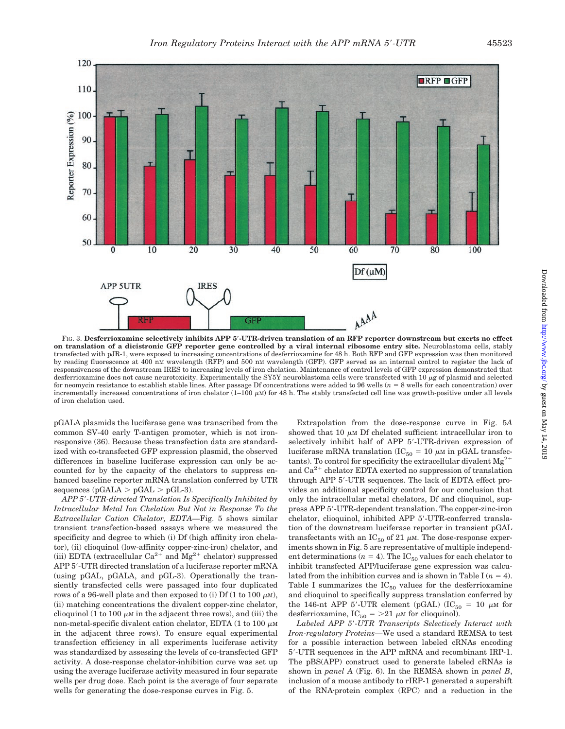FIG. 3. **Desferrioxamine selectively inhibits APP 5′-UTR-driven translation of an RFP reporter downstream but exerts no effect on translation of a dicistronic GFP reporter gene controlled by a viral internal ribosome entry site.** Neuroblastoma cells, stably transfected with pJR-1, were exposed to increasing concentrations of desferrioxamine for 48 h. Both RFP and GFP expression was then monitored by reading fluorescence at 400 nM wavelength (RFP) and 500 nM wavelength (GFP). GFP served as an internal control to register the lack of responsiveness of the downstream IRES to increasing levels of iron chelation. Maintenance of control levels of GFP expression demonstrated that desferrioxamine does not cause neurotoxicity. Experimentally the SY5Y neuroblastoma cells were transfected with 10 μg of plasmid and selected for neomycin resistance to establish stable lines. After passage Df concentrations were added to 96 wells ($n = 8$ wells for each concentration) over incrementally increased concentrations of iron chelator (1–100 μM) for 48 h. The stably transfected cell line was growth-positive under all levels of iron chelation used.

pGALA plasmids the luciferase gene was transcribed from the common SV-40 early T-antigen promoter, which is not iron-responsive (36). Because these transfection data are standardized with co-transfected GFP expression plasmid, the observed differences in baseline luciferase expression can only be accounted for by the capacity of the chelators to suppress enhanced baseline reporter mRNA translation conferred by UTR sequences (pGALA > pGAL > pGL-3).

*APP 5′-UTR-directed Translation Is Specifically Inhibited by Intracellular Metal Ion Chelation But Not in Response To the Extracellular Cation Chelator, EDTA*—Fig. 5 shows similar transient transfection-based assays where we measured the specificity and degree to which (i) Df (high affinity iron chelator), (ii) clioquinol (low-affinity copper-zinc-iron) chelator, and (iii) EDTA (extracellular $Ca^{2+}$ and $Mg^{2+}$ chelator) suppressed APP 5′-UTR directed translation of a luciferase reporter mRNA (using pGAL, pGALA, and pGL-3). Operationally the transiently transfected cells were passaged into four duplicated rows of a 96-well plate and then exposed to (i) Df (1 to 100 μM), (ii) matching concentrations the divalent copper-zinc chelator, clioquinol (1 to 100 μM in the adjacent three rows), and (iii) the non-metal-specific divalent cation chelator, EDTA (1 to 100 μM in the adjacent three rows). To ensure equal experimental transfection efficiency in all experiments luciferase activity was standardized by assessing the levels of co-transfected GFP activity. A dose-response chelator-inhibition curve was set up using the average luciferase activity measured in four separate wells per drug dose. Each point is the average of four separate wells for generating the dose-response curves in Fig. 5.

Extrapolation from the dose-response curve in Fig. 5*A* showed that 10 μM Df chelated sufficient intracellular iron to selectively inhibit half of APP 5′-UTR-driven expression of luciferase mRNA translation ($IC_{50}$ = 10 μM in pGAL transfectants). To control for specificity the extracellular divalent $Mg^{2+}$ and $Ca^{2+}$ chelator EDTA exerted no suppression of translation through APP 5′-UTR sequences. The lack of EDTA effect provides an additional specificity control for our conclusion that only the intracellular metal chelators, Df and clioquinol, suppress APP 5′-UTR-dependent translation. The copper-zinc-iron chelator, clioquinol, inhibited APP 5′-UTR-conferred translation of the downstream luciferase reporter in transient pGAL transfectants with an $IC_{50}$ of 21 μM. The dose-response experiments shown in Fig. 5 are representative of multiple independent determinations ($n = 4$). The $IC_{50}$ values for each chelator to inhibit transfected APP/luciferase gene expression was calculated from the inhibition curves and is shown in Table I ($n = 4$). Table I summarizes the $IC_{50}$ values for the desferrioxamine and clioquinol to specifically suppress translation conferred by the 146-nt APP 5′-UTR element (pGAL) ($IC_{50}$ = 10 μM for desferrioxamine, $IC_{50}$ = >21 μM for clioquinol).

*Labeled APP 5′-UTR Transcripts Selectively Interact with Iron-regulatory Proteins*—We used a standard REMSA to test for a possible interaction between labeled cRNAs encoding 5′-UTR sequences in the APP mRNA and recombinant IRP-1. The pBS(APP) construct used to generate labeled cRNAs is shown in *panel A* (Fig. 6). In the REMSA shown in *panel B*, inclusion of a mouse antibody to rIRP-1 generated a supershift of the RNA·protein complex (RPC) and a reduction in the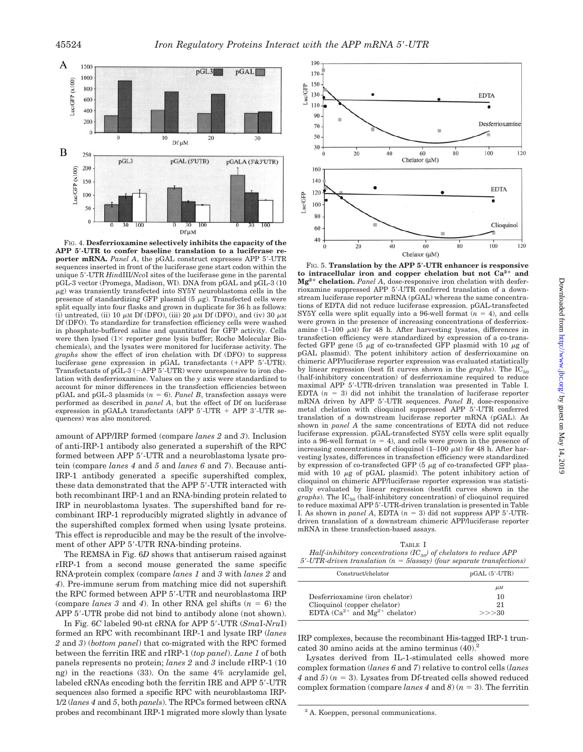FIG. 4. **Desferrioxamine selectively inhibits the capacity of the APP 5′-UTR to confer baseline translation to a luciferase reporter mRNA.** *Panel A*, the pGAL construct expresses APP 5′-UTR sequences inserted in front of the luciferase gene start codon within the unique 5′-UTR *Hin*dIII/*Nco*I sites of the luciferase gene in the parental pGL-3 vector (Promega, Madison, WI). DNA from pGAL and pGL-3 (10 μg) was transiently transfected into SY5Y neuroblastoma cells in the presence of standardizing GFP plasmid (5 μg). Transfected cells were split equally into four flasks and grown in duplicate for 36 h as follows: (i) untreated, (ii) 10 μM Df (DFO), (iii) 20 μM Df (DFO), and (iv) 30 μM Df (DFO). To standardize for transfection efficiency cells were washed in phosphate-buffered saline and quantitated for GFP activity. Cells were then lysed (1× reporter gene lysis buffer; Roche Molecular Biochemicals), and the lysates were monitored for luciferase activity. The *graphs* show the effect of iron chelation with Df (DFO) to suppress luciferase gene expression in pGAL transfectants (+APP 5′-UTR). Transfectants of pGL-3 (−APP 5′-UTR) were unresponsive to iron chelation with desferrioxamine. Values on the *y* axis were standardized to account for minor differences in the transfection efficiencies between pGAL and pGL-3 plasmids ($n = 6$). *Panel B*, transfection assays were performed as described in *panel A*, but the effect of Df on luciferase expression in pGALA transfectants (APP 5′-UTR + APP 3′-UTR sequences) was also monitored.

amount of APP/IRP formed (compare *lanes 2* and *3*). Inclusion of anti-IRP-1 antibody also generated a supershift of the RPC formed between APP 5′-UTR and a neuroblastoma lysate protein (compare *lanes 4* and *5* and *lanes 6* and *7*). Because anti-IRP-1 antibody generated a specific supershifted complex, these data demonstrated that the APP 5′-UTR interacted with both recombinant IRP-1 and an RNA-binding protein related to IRP in neuroblastoma lysates. The supershifted band for recombinant IRP-1 reproducibly migrated slightly in advance of the supershifted complex formed when using lysate proteins. This effect is reproducible and may be the result of the involvement of other APP 5′-UTR RNA-binding proteins.

The REMSA in Fig. 6*D* shows that antiserum raised against rIRP-1 from a second mouse generated the same specific RNA·protein complex (compare *lanes 1* and *3* with *lanes 2* and *4*). Pre-immune serum from matching mice did not supershift the RPC formed between APP 5′-UTR and neuroblastoma IRP (compare *lanes 3* and *4*). In other RNA gel shifts ($n = 6$) the APP 5′-UTR probe did not bind to antibody alone (not shown).

In Fig. 6*C* labeled 90-nt cRNA for APP 5′-UTR (*Sma*I-*Nru*I) formed an RPC with recombinant IRP-1 and lysate IRP (*lanes 2* and *3*) (*bottom panel*) that co-migrated with the RPC formed between the ferritin IRE and rIRP-1 (*top panel*). *Lane 1* of both panels represents no protein; *lanes 2* and *3* include rIRP-1 (10 ng) in the reactions (33). On the same 4% acrylamide gel, labeled cRNAs encoding both the ferritin IRE and APP 5′-UTR sequences also formed a specific RPC with neuroblastoma IRP-1/2 (*lanes 4* and *5*, both *panels*). The RPCs formed between cRNA probes and recombinant IRP-1 migrated more slowly than lysate IRP complexes, because the recombinant His-tagged IRP-1 truncated 30 amino acids at the amino terminus (40).[2]

Lysates derived from IL-1-stimulated cells showed more complex formation (*lanes 6* and *7*) relative to control cells (*lanes 4* and *5*) ($n = 3$). Lysates from Df-treated cells showed reduced complex formation (compare *lanes 4* and *8*) ($n = 3$). The ferritin

FIG. 5. **Translation by the APP 5′-UTR enhancer is responsive to intracellular iron and copper chelation but not $Ca^{2+}$ and $Mg^{2+}$ chelation.** *Panel A*, dose-responsive iron chelation with desferrioxamine suppressed APP 5′-UTR conferred translation of a downstream luciferase reporter mRNA (pGAL) whereas the same concentrations of EDTA did not reduce luciferase expression. pGAL-transfected SY5Y cells were split equally into a 96-well format ($n = 4$), and cells were grown in the presence of increasing concentrations of desferrioxamine (1–100 μM) for 48 h. After harvesting lysates, differences in transfection efficiency were standardized by expression of a co-transfected GFP gene (5 μg of co-transfected GFP plasmid with 10 μg of pGAL plasmid). The potent inhibitory action of desferrioxamine on chimeric APP/luciferase reporter expression was evaluated statistically by linear regression (best fit curves shown in the *graphs*). The $IC_{50}$ (half-inhibitory concentration) of desferrioxamine required to reduce maximal APP 5′-UTR-driven translation was presented in Table I. EDTA ($n = 3$) did not inhibit the translation of luciferase reporter mRNA driven by APP 5′-UTR sequences. *Panel B*, dose-responsive metal chelation with clioquinol suppressed APP 5′-UTR conferred translation of a downstream luciferase reporter mRNA (pGAL). As shown in *panel A* the same concentrations of EDTA did not reduce luciferase expression. pGAL-transfected SY5Y cells were split equally into a 96-well format ($n = 4$), and cells were grown in the presence of increasing concentrations of clioquinol (1–100 μM) for 48 h. After harvesting lysates, differences in transfection efficiency were standardized by expression of co-transfected GFP (5 μg of co-transfected GFP plasmid with 10 μg of pGAL plasmid). The potent inhibitory action of clioquinol on chimeric APP/luciferase reporter expression was statistically evaluated by linear regression (bestfit curves shown in the *graphs*). The $IC_{50}$ (half-inhibitory concentration) of clioquinol required to reduce maximal APP 5′-UTR-driven translation is presented in Table I. As shown in *panel A*, EDTA ($n = 3$) did not suppress APP 5′-UTR-driven translation of a downstream chimeric APP/luciferase reporter mRNA in these transfection-based assays.

TABLE I
*Half-inhibitory concentrations ($IC_{50}$) of chelators to reduce APP 5′-UTR-driven translation ($n = 5$/assay) (four separate transfections)*

| Construct/chelator | pGAL (5′-UTR) |
|---|---|
| | μM |
| Desferrioxamine (iron chelator) | 10 |
| Clioquinol (copper chelator) | 21 |
| EDTA ($Ca^{2+}$ and $Mg^{2+}$ chelator) | >>>30 |

[2] A. Koeppen, personal communications.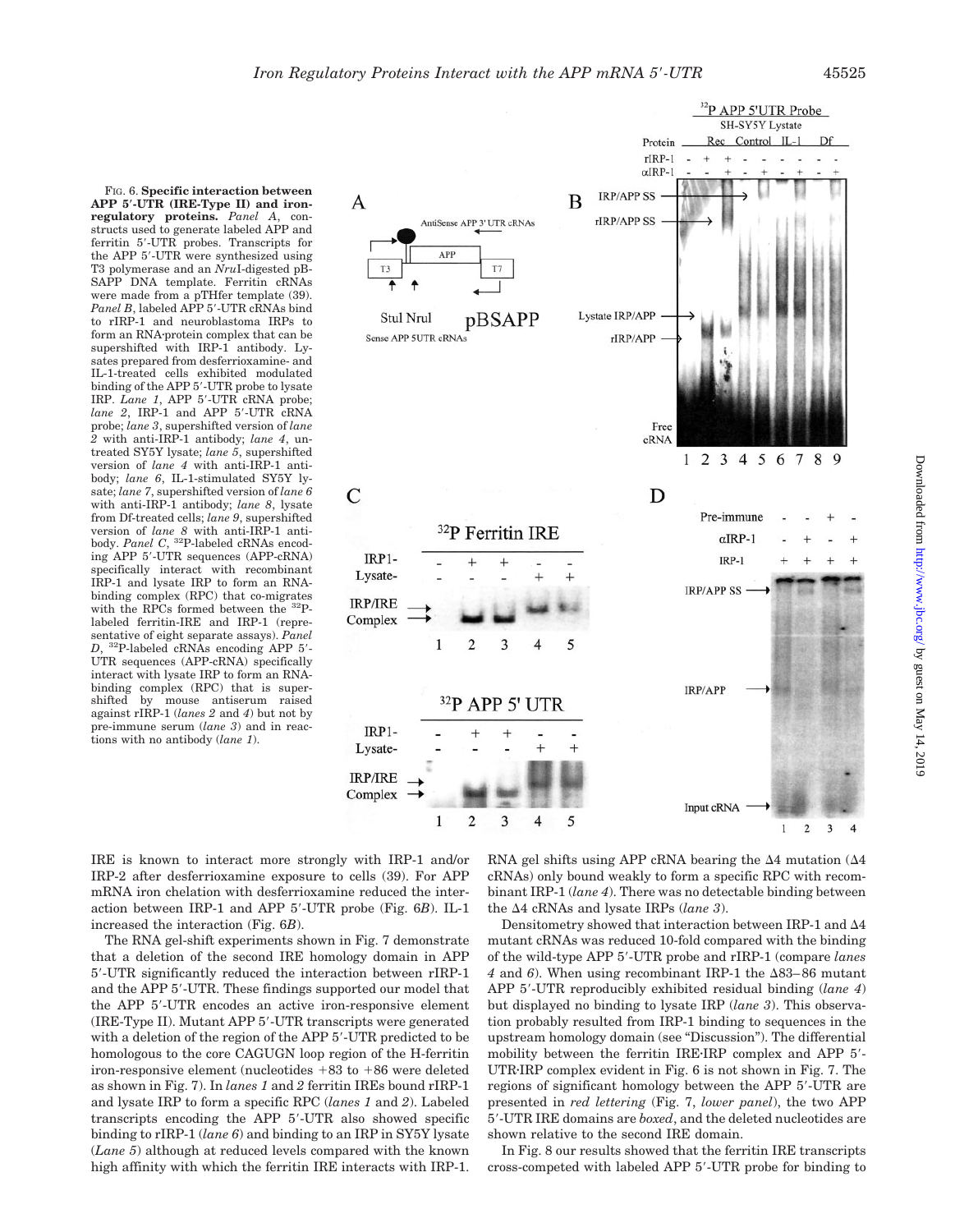FIG. 6. **Specific interaction between APP 5′-UTR (IRE-Type II) and iron-regulatory proteins.** *Panel A*, constructs used to generate labeled APP and ferritin 5′-UTR probes. Transcripts for the APP 5′-UTR were synthesized using T3 polymerase and an *Nru*I-digested pB-SAPP DNA template. Ferritin cRNAs were made from a pTHfer template (39). *Panel B*, labeled APP 5′-UTR cRNAs bind to rIRP-1 and neuroblastoma IRPs to form an RNA-protein complex that can be supershifted with IRP-1 antibody. Lysates prepared from desferrioxamine- and IL-1-treated cells exhibited modulated binding of the APP 5′-UTR probe to lysate IRP. *Lane 1*, APP 5′-UTR cRNA probe; *lane 2*, IRP-1 and APP 5′-UTR cRNA probe; *lane 3*, supershifted version of *lane 2* with anti-IRP-1 antibody; *lane 4*, untreated SY5Y lysate; *lane 5*, supershifted version of *lane 4* with anti-IRP-1 antibody; *lane 6*, IL-1-stimulated SY5Y lysate; *lane 7*, supershifted version of *lane 6* with anti-IRP-1 antibody; *lane 8*, lysate from Df-treated cells; *lane 9*, supershifted version of *lane 8* with anti-IRP-1 antibody. *Panel C*, $^{32}$P-labeled cRNAs encoding APP 5′-UTR sequences (APP-cRNA) specifically interact with recombinant IRP-1 and lysate IRP to form an RNA-binding complex (RPC) that co-migrates with the RPCs formed between the $^{32}$P-labeled ferritin-IRE and IRP-1 (representative of eight separate assays). *Panel D*, $^{32}$P-labeled cRNAs encoding APP 5′-UTR sequences (APP-cRNA) specifically interact with lysate IRP to form an RNA-binding complex (RPC) that is supershifted by mouse antiserum raised against rIRP-1 (*lanes 2* and *4*) but not by pre-immune serum (*lane 3*) and in reactions with no antibody (*lane 1*).

IRE is known to interact more strongly with IRP-1 and/or IRP-2 after desferrioxamine exposure to cells (39). For APP mRNA iron chelation with desferrioxamine reduced the interaction between IRP-1 and APP 5′-UTR probe (Fig. 6*B*). IL-1 increased the interaction (Fig. 6*B*).

The RNA gel-shift experiments shown in Fig. 7 demonstrate that a deletion of the second IRE homology domain in APP 5′-UTR significantly reduced the interaction between rIRP-1 and the APP 5′-UTR. These findings supported our model that the APP 5′-UTR encodes an active iron-responsive element (IRE-Type II). Mutant APP 5′-UTR transcripts were generated with a deletion of the region of the APP 5′-UTR predicted to be homologous to the core CAGUGN loop region of the H-ferritin iron-responsive element (nucleotides +83 to +86 were deleted as shown in Fig. 7). In *lanes 1* and *2* ferritin IREs bound rIRP-1 and lysate IRP to form a specific RPC (*lanes 1* and *2*). Labeled transcripts encoding the APP 5′-UTR also showed specific binding to rIRP-1 (*lane 6*) and binding to an IRP in SY5Y lysate (*Lane 5*) although at reduced levels compared with the known high affinity with which the ferritin IRE interacts with IRP-1. RNA gel shifts using APP cRNA bearing the Δ4 mutation (Δ4 cRNAs) only bound weakly to form a specific RPC with recombinant IRP-1 (*lane 4*). There was no detectable binding between the Δ4 cRNAs and lysate IRPs (*lane 3*).

Densitometry showed that interaction between IRP-1 and Δ4 mutant cRNAs was reduced 10-fold compared with the binding of the wild-type APP 5′-UTR probe and rIRP-1 (compare *lanes 4* and *6*). When using recombinant IRP-1 the Δ83–86 mutant APP 5′-UTR reproducibly exhibited residual binding (*lane 4*) but displayed no binding to lysate IRP (*lane 3*). This observation probably resulted from IRP-1 binding to sequences in the upstream homology domain (see "Discussion"). The differential mobility between the ferritin IRE·IRP complex and APP 5′-UTR·IRP complex evident in Fig. 6 is not shown in Fig. 7. The regions of significant homology between the APP 5′-UTR are presented in *red lettering* (Fig. 7, *lower panel*), the two APP 5′-UTR IRE domains are *boxed*, and the deleted nucleotides are shown relative to the second IRE domain.

In Fig. 8 our results showed that the ferritin IRE transcripts cross-competed with labeled APP 5′-UTR probe for binding to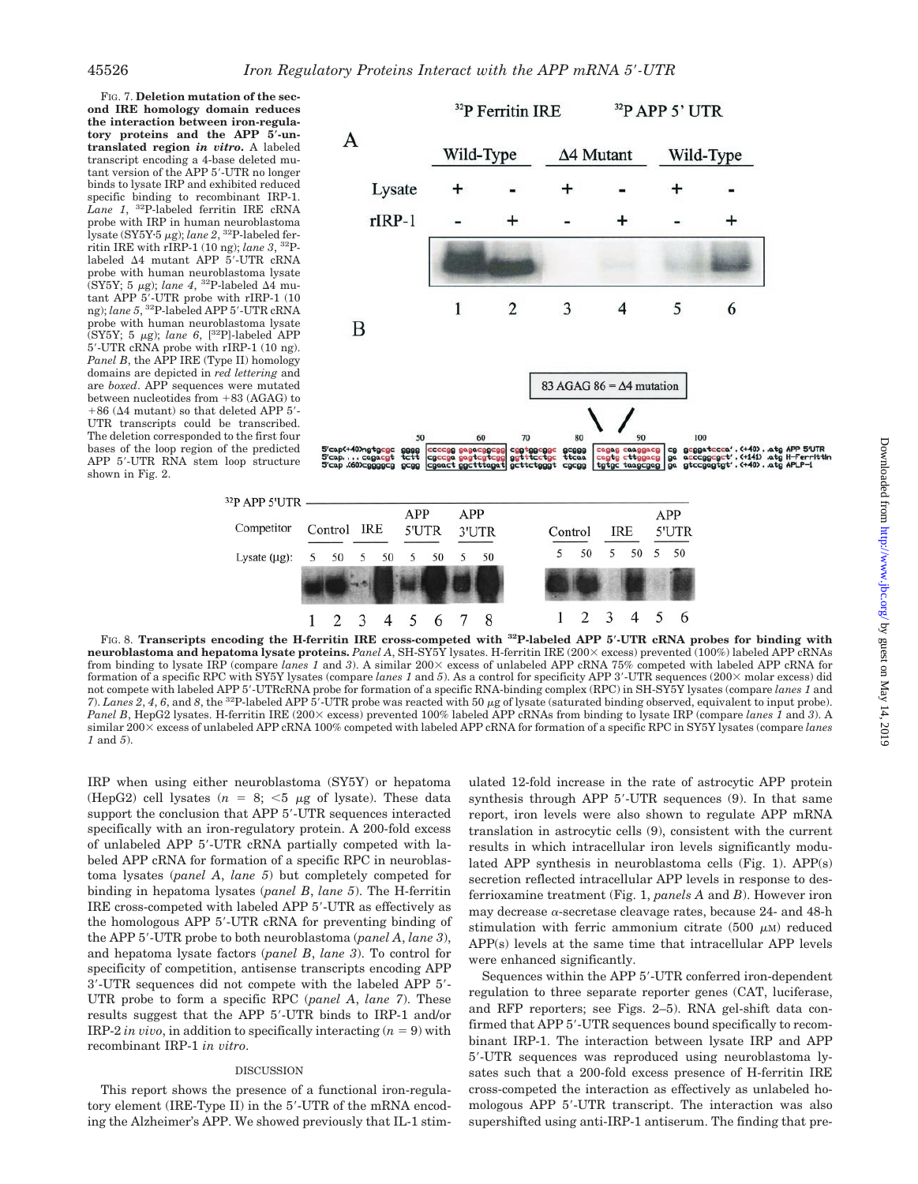FIG. 7. **Deletion mutation of the second IRE homology domain reduces the interaction between iron-regulatory proteins and the APP 5′-untranslated region *in vitro*.** A labeled transcript encoding a 4-base deleted mutant version of the APP 5′-UTR no longer binds to lysate IRP and exhibited reduced specific binding to recombinant IRP-1. *Lane 1*, $^{32}$P-labeled ferritin IRE cRNA probe with IRP in human neuroblastoma lysate (SY5Y-5 μg); *lane 2*, $^{32}$P-labeled ferritin IRE with rIRP-1 (10 ng); *lane 3*, $^{32}$P-labeled Δ4 mutant APP 5′-UTR cRNA probe with human neuroblastoma lysate (SY5Y; 5 μg); *lane 4*, $^{32}$P-labeled Δ4 mutant APP 5′-UTR probe with rIRP-1 (10 ng); *lane 5*, $^{32}$P-labeled APP 5′-UTR cRNA probe with human neuroblastoma lysate (SY5Y; 5 μg); *lane 6*, [$^{32}$P]-labeled APP 5′-UTR cRNA probe with rIRP-1 (10 ng). *Panel B*, the APP IRE (Type II) homology domains are depicted in *red lettering* and are *boxed*. APP sequences were mutated between nucleotides from +83 (AGAG) to +86 (Δ4 mutant) so that deleted APP 5′-UTR transcripts could be transcribed. The deletion corresponded to the first four bases of the loop region of the predicted APP 5′-UTR RNA stem loop structure shown in Fig. 2.

FIG. 8. **Transcripts encoding the H-ferritin IRE cross-competed with $^{32}$P-labeled APP 5′-UTR cRNA probes for binding with neuroblastoma and hepatoma lysate proteins.** *Panel A*, SH-SY5Y lysates. H-ferritin IRE (200× excess) prevented (100%) labeled APP cRNAs from binding to lysate IRP (compare *lanes 1* and *3*). A similar 200× excess of unlabeled APP cRNA 75% competed with labeled APP cRNA for formation of a specific RPC with SY5Y lysates (compare *lanes 1* and *5*). As a control for specificity APP 3′-UTR sequences (200× molar excess) did not compete with labeled APP 5′-UTRcRNA probe for formation of a specific RNA-binding complex (RPC) in SH-SY5Y lysates (compare *lanes 1* and *7*). *Lanes 2*, *4*, *6*, and *8*, the $^{32}$P-labeled APP 5′-UTR probe was reacted with 50 μg of lysate (saturated binding observed, equivalent to input probe). *Panel B*, HepG2 lysates. H-ferritin IRE (200× excess) prevented 100% labeled APP cRNAs from binding to lysate IRP (compare *lanes 1* and *3*). A similar 200× excess of unlabeled APP cRNA 100% competed with labeled APP cRNA for formation of a specific RPC in SY5Y lysates (compare *lanes 1* and *5*).

IRP when using either neuroblastoma (SY5Y) or hepatoma (HepG2) cell lysates ($n$ = 8; <5 μg of lysate). These data support the conclusion that APP 5′-UTR sequences interacted specifically with an iron-regulatory protein. A 200-fold excess of unlabeled APP 5′-UTR cRNA partially competed with labeled APP cRNA for formation of a specific RPC in neuroblastoma lysates (*panel A*, *lane 5*) but completely competed for binding in hepatoma lysates (*panel B*, *lane 5*). The H-ferritin IRE cross-competed with labeled APP 5′-UTR as effectively as the homologous APP 5′-UTR cRNA for preventing binding of the APP 5′-UTR probe to both neuroblastoma (*panel A*, *lane 3*), and hepatoma lysate factors (*panel B*, *lane 3*). To control for specificity of competition, antisense transcripts encoding APP 3′-UTR sequences did not compete with the labeled APP 5′-UTR probe to form a specific RPC (*panel A*, *lane 7*). These results suggest that the APP 5′-UTR binds to IRP-1 and/or IRP-2 *in vivo*, in addition to specifically interacting ($n$ = 9) with recombinant IRP-1 *in vitro*.

## DISCUSSION

This report shows the presence of a functional iron-regulatory element (IRE-Type II) in the 5′-UTR of the mRNA encoding the Alzheimer's APP. We showed previously that IL-1 stimulated 12-fold increase in the rate of astrocytic APP protein synthesis through APP 5′-UTR sequences (9). In that same report, iron levels were also shown to regulate APP mRNA translation in astrocytic cells (9), consistent with the current results in which intracellular iron levels significantly modulated APP synthesis in neuroblastoma cells (Fig. 1). APP(s) secretion reflected intracellular APP levels in response to desferrioxamine treatment (Fig. 1, *panels A* and *B*). However iron may decrease α-secretase cleavage rates, because 24- and 48-h stimulation with ferric ammonium citrate (500 μM) reduced APP(s) levels at the same time that intracellular APP levels were enhanced significantly.

Sequences within the APP 5′-UTR conferred iron-dependent regulation to three separate reporter genes (CAT, luciferase, and RFP reporters; see Figs. 2–5). RNA gel-shift data confirmed that APP 5′-UTR sequences bound specifically to recombinant IRP-1. The interaction between lysate IRP and APP 5′-UTR sequences was reproduced using neuroblastoma lysates such that a 200-fold excess presence of H-ferritin IRE cross-competed the interaction as effectively as unlabeled homologous APP 5′-UTR transcript. The interaction was also supershifted using anti-IRP-1 antiserum. The finding that pre-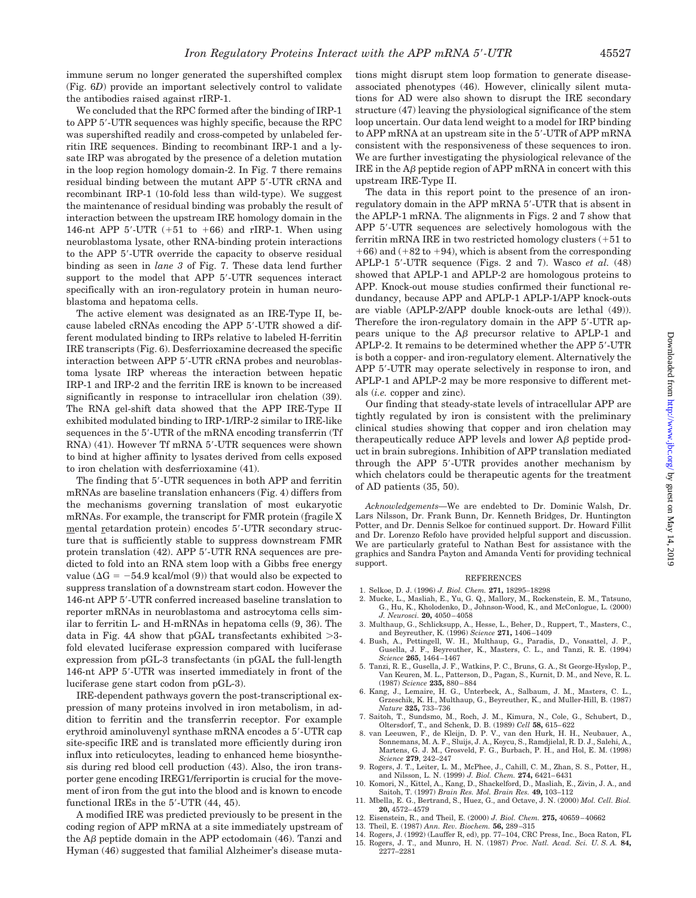immune serum no longer generated the supershifted complex (Fig. 6D) provide an important selectively control to validate the antibodies raised against rIRP-1.

We concluded that the RPC formed after the binding of IRP-1 to APP 5′-UTR sequences was highly specific, because the RPC was supershifted readily and cross-competed by unlabeled ferritin IRE sequences. Binding to recombinant IRP-1 and a lysate IRP was abrogated by the presence of a deletion mutation in the loop region homology domain-2. In Fig. 7 there remains residual binding between the mutant APP 5′-UTR cRNA and recombinant IRP-1 (10-fold less than wild-type). We suggest the maintenance of residual binding was probably the result of interaction between the upstream IRE homology domain in the 146-nt APP 5′-UTR (+51 to +66) and rIRP-1. When using neuroblastoma lysate, other RNA-binding protein interactions to the APP 5′-UTR override the capacity to observe residual binding as seen in *lane 3* of Fig. 7. These data lend further support to the model that APP 5′-UTR sequences interact specifically with an iron-regulatory protein in human neuroblastoma and hepatoma cells.

The active element was designated as an IRE-Type II, because labeled cRNAs encoding the APP 5′-UTR showed a different modulated binding to IRPs relative to labeled H-ferritin IRE transcripts (Fig. 6). Desferrioxamine decreased the specific interaction between APP 5′-UTR cRNA probes and neuroblastoma lysate IRP whereas the interaction between hepatic IRP-1 and IRP-2 and the ferritin IRE is known to be increased significantly in response to intracellular iron chelation (39). The RNA gel-shift data showed that the APP IRE-Type II exhibited modulated binding to IRP-1/IRP-2 similar to IRE-like sequences in the 5′-UTR of the mRNA encoding transferrin (Tf RNA) (41). However Tf mRNA 5′-UTR sequences were shown to bind at higher affinity to lysates derived from cells exposed to iron chelation with desferrioxamine (41).

The finding that 5′-UTR sequences in both APP and ferritin mRNAs are baseline translation enhancers (Fig. 4) differs from the mechanisms governing translation of most eukaryotic mRNAs. For example, the transcript for FMR protein (fragile X mental retardation protein) encodes 5′-UTR secondary structure that is sufficiently stable to suppress downstream FMR protein translation (42). APP 5′-UTR RNA sequences are predicted to fold into an RNA stem loop with a Gibbs free energy value ($\Delta G = -54.9$ kcal/mol (9)) that would also be expected to suppress translation of a downstream start codon. However the 146-nt APP 5′-UTR conferred increased baseline translation to reporter mRNAs in neuroblastoma and astrocytoma cells similar to ferritin L- and H-mRNAs in hepatoma cells (9, 36). The data in Fig. 4*A* show that pGAL transfectants exhibited >3-fold elevated luciferase expression compared with luciferase expression from pGL-3 transfectants (in pGAL the full-length 146-nt APP 5′-UTR was inserted immediately in front of the luciferase gene start codon from pGL-3).

IRE-dependent pathways govern the post-transcriptional expression of many proteins involved in iron metabolism, in addition to ferritin and the transferrin receptor. For example erythroid aminoluvenyl synthase mRNA encodes a 5′-UTR cap site-specific IRE and is translated more efficiently during iron influx into reticulocytes, leading to enhanced heme biosynthesis during red blood cell production (43). Also, the iron transporter gene encoding IREG1/ferriportin is crucial for the movement of iron from the gut into the blood and is known to encode functional IREs in the 5′-UTR (44, 45).

A modified IRE was predicted previously to be present in the coding region of APP mRNA at a site immediately upstream of the Aβ peptide domain in the APP ectodomain (46). Tanzi and Hyman (46) suggested that familial Alzheimer's disease mutations might disrupt stem loop formation to generate disease-associated phenotypes (46). However, clinically silent mutations for AD were also shown to disrupt the IRE secondary structure (47) leaving the physiological significance of the stem loop uncertain. Our data lend weight to a model for IRP binding to APP mRNA at an upstream site in the 5′-UTR of APP mRNA consistent with the responsiveness of these sequences to iron. We are further investigating the physiological relevance of the IRE in the Aβ peptide region of APP mRNA in concert with this upstream IRE-Type II.

The data in this report point to the presence of an iron-regulatory domain in the APP mRNA 5′-UTR that is absent in the APLP-1 mRNA. The alignments in Figs. 2 and 7 show that APP 5′-UTR sequences are selectively homologous with the ferritin mRNA IRE in two restricted homology clusters (+51 to +66) and (+82 to +94), which is absent from the corresponding APLP-1 5′-UTR sequence (Figs. 2 and 7). Wasco *et al.* (48) showed that APLP-1 and APLP-2 are homologous proteins to APP. Knock-out mouse studies confirmed their functional redundancy, because APP and APLP-1 APLP-1/APP knock-outs are viable (APLP-2/APP double knock-outs are lethal (49)). Therefore the iron-regulatory domain in the APP 5′-UTR appears unique to the Aβ precursor relative to APLP-1 and APLP-2. It remains to be determined whether the APP 5′-UTR is both a copper- and iron-regulatory element. Alternatively the APP 5′-UTR may operate selectively in response to iron, and APLP-1 and APLP-2 may be more responsive to different metals (*i.e.* copper and zinc).

Our finding that steady-state levels of intracellular APP are tightly regulated by iron is consistent with the preliminary clinical studies showing that copper and iron chelation may therapeutically reduce APP levels and lower Aβ peptide product in brain subregions. Inhibition of APP translation mediated through the APP 5′-UTR provides another mechanism by which chelators could be therapeutic agents for the treatment of AD patients (35, 50).

*Acknowledgements*—We are endebted to Dr. Dominic Walsh, Dr. Lars Nilsson, Dr. Frank Bunn, Dr. Kenneth Bridges, Dr. Huntington Potter, and Dr. Dennis Selkoe for continued support. Dr. Howard Fillit and Dr. Lorenzo Refolo have provided helpful support and discussion. We are particularly grateful to Nathan Best for assistance with the graphics and Sandra Payton and Amanda Venti for providing technical support.

## REFERENCES

1. Selkoe, D. J. (1996) *J. Biol. Chem.* **271,** 18295–18298
2. Mucke, L., Masliah, E., Yu, G. Q., Mallory, M., Rockenstein, E. M., Tatsuno, G., Hu, K., Kholodenko, D., Johnson-Wood, K., and McConlogue, L. (2000) *J. Neurosci.* **20,** 4050–4058
3. Multhaup, G., Schlicksupp, A., Hesse, L., Beher, D., Ruppert, T., Masters, C., and Beyreuther, K. (1996) *Science* **271,** 1406–1409
4. Bush, A., Pettingell, W. H., Multhaup, G., Paradis, D., Vonsattel, J. P., Gusella, J. F., Beyreuther, K., Masters, C. L., and Tanzi, R. E. (1994) *Science* **265**, 1464–1467
5. Tanzi, R. E., Gusella, J. F., Watkins, P. C., Bruns, G. A., St George-Hyslop, P., Van Keuren, M. L., Patterson, D., Pagan, S., Kurnit, D. M., and Neve, R. L. (1987) *Science* **235,** 880–884
6. Kang, J., Lemaire, H. G., Unterbeck, A., Salbaum, J. M., Masters, C. L., Grzeschik, K. H., Multhaup, G., Beyreuther, K., and Muller-Hill, B. (1987) *Nature* **325,** 733–736
7. Saitoh, T., Sundsmo, M., Roch, J. M., Kimura, N., Cole, G., Schubert, D., Oltersdorf, T., and Schenk, D. B. (1989) *Cell* **58,** 615–622
8. van Leeuwen, F., de Kleijn, D. P. V., van den Hurk, H. H., Neubauer, A., Sonnemans, M. A. F., Sluijs, J. A., Koycu, S., Ramdjielal, R. D. J., Salehi, A., Martens, G. J. M., Grosveld, F. G., Burbach, P. H., and Hol, E. M. (1998) *Science* **279**, 242–247
9. Rogers, J. T., Leiter, L. M., McPhee, J., Cahill, C. M., Zhan, S. S., Potter, H., and Nilsson, L. N. (1999) *J. Biol. Chem.* **274,** 6421–6431
10. Komori, N., Kittel, A., Kang, D., Shackelford, D., Masliah, E., Zivin, J. A., and Saitoh, T. (1997) *Brain Res. Mol. Brain Res.* **49,** 103–112
11. Mbella, E. G., Bertrand, S., Huez, G., and Octave, J. N. (2000) *Mol. Cell. Biol.* **20,** 4572–4579
12. Eisenstein, R., and Theil, E. (2000) *J. Biol. Chem.* **275,** 40659–40662
13. Theil, E. (1987) *Ann. Rev. Biochem.* **56,** 289–315
14. Rogers, J. (1992) (Lauffer R, ed), pp. 77–104, CRC Press, Inc., Boca Raton, FL
15. Rogers, J. T., and Munro, H. N. (1987) *Proc. Natl. Acad. Sci. U. S. A.* **84,** 2277–2281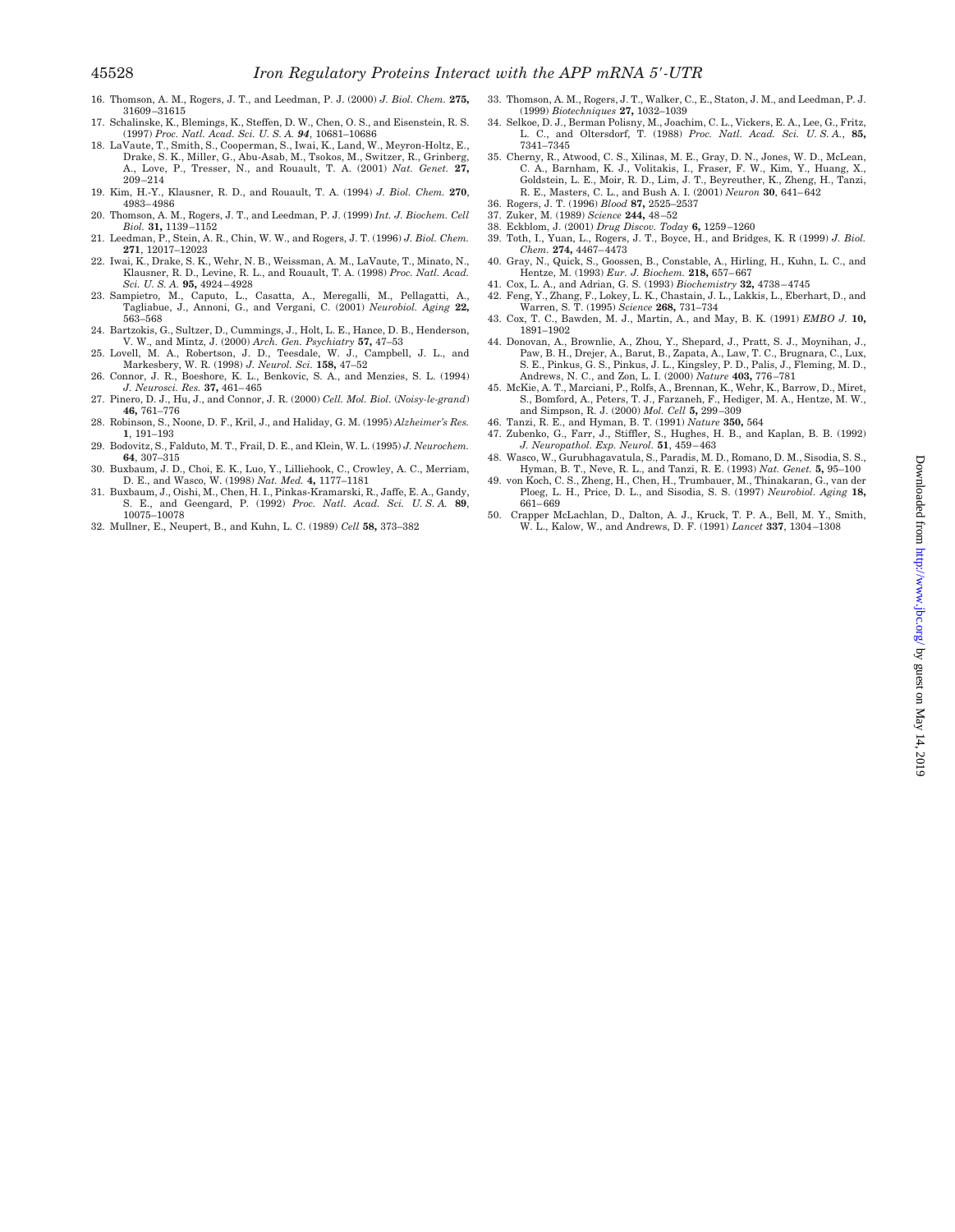16. Thomson, A. M., Rogers, J. T., and Leedman, P. J. (2000) *J. Biol. Chem.* **275,** 31609–31615
17. Schalinske, K., Blemings, K., Steffen, D. W., Chen, O. S., and Eisenstein, R. S. (1997) *Proc. Natl. Acad. Sci. U. S. A.* ***94***, 10681–10686
18. LaVaute, T., Smith, S., Cooperman, S., Iwai, K., Land, W., Meyron-Holtz, E., Drake, S. K., Miller, G., Abu-Asab, M., Tsokos, M., Switzer, R., Grinberg, A., Love, P., Tresser, N., and Rouault, T. A. (2001) *Nat. Genet.* **27,** 209–214
19. Kim, H.-Y., Klausner, R. D., and Rouault, T. A. (1994) *J. Biol. Chem.* **270**, 4983–4986
20. Thomson, A. M., Rogers, J. T., and Leedman, P. J. (1999) *Int. J. Biochem. Cell Biol.* **31,** 1139–1152
21. Leedman, P., Stein, A. R., Chin, W. W., and Rogers, J. T. (1996) *J. Biol. Chem.* **271**, 12017–12023
22. Iwai, K., Drake, S. K., Wehr, N. B., Weissman, A. M., LaVaute, T., Minato, N., Klausner, R. D., Levine, R. L., and Rouault, T. A. (1998) *Proc. Natl. Acad. Sci. U. S. A.* **95,** 4924–4928
23. Sampietro, M., Caputo, L., Casatta, A., Meregalli, M., Pellagatti, A., Tagliabue, J., Annoni, G., and Vergani, C. (2001) *Neurobiol. Aging* **22,** 563–568
24. Bartzokis, G., Sultzer, D., Cummings, J., Holt, L. E., Hance, D. B., Henderson, V. W., and Mintz, J. (2000) *Arch. Gen. Psychiatry* **57,** 47–53
25. Lovell, M. A., Robertson, J. D., Teesdale, W. J., Campbell, J. L., and Markesbery, W. R. (1998) *J. Neurol. Sci.* **158,** 47–52
26. Connor, J. R., Boeshore, K. L., Benkovic, S. A., and Menzies, S. L. (1994) *J. Neurosci. Res.* **37,** 461–465
27. Pinero, D. J., Hu, J., and Connor, J. R. (2000) *Cell. Mol. Biol.* (*Noisy-le-grand*) **46,** 761–776
28. Robinson, S., Noone, D. F., Kril, J., and Haliday, G. M. (1995) *Alzheimer's Res.* **1**, 191–193
29. Bodovitz, S., Falduto, M. T., Frail, D. E., and Klein, W. L. (1995) *J. Neurochem.* **64**, 307–315
30. Buxbaum, J. D., Choi, E. K., Luo, Y., Lilliehook, C., Crowley, A. C., Merriam, D. E., and Wasco, W. (1998) *Nat. Med.* **4,** 1177–1181
31. Buxbaum, J. D., Oishi, M., Chen, H. I., Pinkas-Kramarski, R., Jaffe, E. A., Gandy, S. E., and Geengard, P. (1992) *Proc. Natl. Acad. Sci. U. S. A.* **89**, 10075–10078
32. Mullner, E., Neupert, B., and Kuhn, L. C. (1989) *Cell* **58,** 373–382
33. Thomson, A. M., Rogers, J. T., Walker, C., E., Staton, J. M., and Leedman, P. J. (1999) *Biotechniques* **27,** 1032–1039
34. Selkoe, D. J., Berman Polisny, M., Joachim, C. L., Vickers, E. A., Lee, G., Fritz, L. C., and Oltersdorf, T. (1988) *Proc. Natl. Acad. Sci. U. S. A.*, **85,** 7341–7345
35. Cherny, R., Atwood, C. S., Xilinas, M. E., Gray, D. N., Jones, W. D., McLean, C. A., Barnham, K. J., Volitakis, I., Fraser, F. W., Kim, Y., Huang, X., Goldstein, L. E., Moir, R. D., Lim, J. T., Beyreuther, K., Zheng, H., Tanzi, R. E., Masters, C. L., and Bush A. I. (2001) *Neuron* **30**, 641–642
36. Rogers, J. T. (1996) *Blood* **87,** 2525–2537
37. Zuker, M. (1989) *Science* **244,** 48–52
38. Eckblom, J. (2001) *Drug Discov. Today* **6,** 1259–1260
39. Toth, I., Yuan, L., Rogers, J. T., Boyce, H., and Bridges, K. R (1999) *J. Biol. Chem.* **274,** 4467–4473
40. Gray, N., Quick, S., Goossen, B., Constable, A., Hirling, H., Kuhn, L. C., and Hentze, M. (1993) *Eur. J. Biochem.* **218,** 657–667
41. Cox, L. A., and Adrian, G. S. (1993) *Biochemistry* **32,** 4738–4745
42. Feng, Y., Zhang, F., Lokey, L. K., Chastain, J. L., Lakkis, L., Eberhart, D., and Warren, S. T. (1995) *Science* **268,** 731–734
43. Cox, T. C., Bawden, M. J., Martin, A., and May, B. K. (1991) *EMBO J.* **10,** 1891–1902
44. Donovan, A., Brownlie, A., Zhou, Y., Shepard, J., Pratt, S. J., Moynihan, J., Paw, B. H., Drejer, A., Barut, B., Zapata, A., Law, T. C., Brugnara, C., Lux, S. E., Pinkus, G. S., Pinkus, J. L., Kingsley, P. D., Palis, J., Fleming, M. D., Andrews, N. C., and Zon, L. I. (2000) *Nature* **403,** 776–781
45. McKie, A. T., Marciani, P., Rolfs, A., Brennan, K., Wehr, K., Barrow, D., Miret, S., Bomford, A., Peters, T. J., Farzaneh, F., Hediger, M. A., Hentze, M. W., and Simpson, R. J. (2000) *Mol. Cell* **5,** 299–309
46. Tanzi, R. E., and Hyman, B. T. (1991) *Nature* **350,** 564
47. Zubenko, G., Farr, J., Stiffler, S., Hughes, H. B., and Kaplan, B. B. (1992) *J. Neuropathol. Exp. Neurol.* **51**, 459–463
48. Wasco, W., Gurubhagavatula, S., Paradis, M. D., Romano, D. M., Sisodia, S. S., Hyman, B. T., Neve, R. L., and Tanzi, R. E. (1993) *Nat. Genet.* **5,** 95–100
49. von Koch, C. S., Zheng, H., Chen, H., Trumbauer, M., Thinakaran, G., van der Ploeg, L. H., Price, D. L., and Sisodia, S. S. (1997) *Neurobiol. Aging* **18,** 661–669
50. Crapper McLachlan, D., Dalton, A. J., Kruck, T. P. A., Bell, M. Y., Smith, W. L., Kalow, W., and Andrews, D. F. (1991) *Lancet* **337**, 1304–1308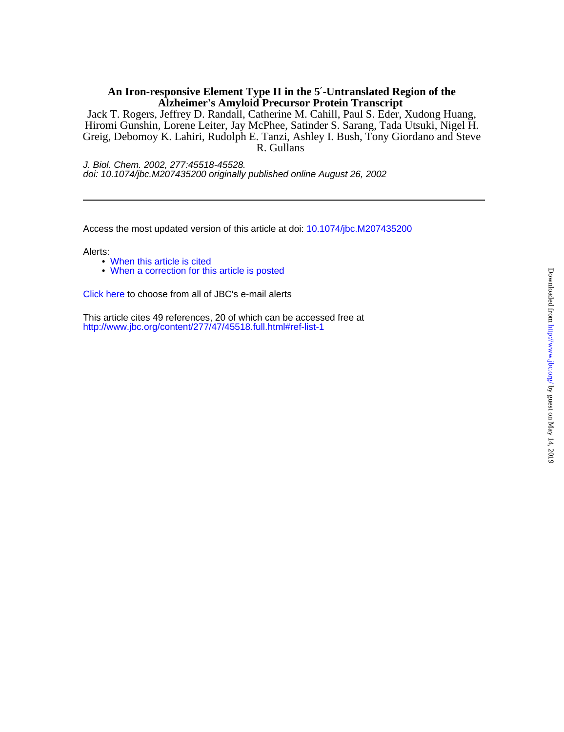# An Iron-responsive Element Type II in the 5′-Untranslated Region of the Alzheimer's Amyloid Precursor Protein Transcript

Jack T. Rogers, Jeffrey D. Randall, Catherine M. Cahill, Paul S. Eder, Xudong Huang, Hiromi Gunshin, Lorene Leiter, Jay McPhee, Satinder S. Sarang, Tada Utsuki, Nigel H. Greig, Debomoy K. Lahiri, Rudolph E. Tanzi, Ashley I. Bush, Tony Giordano and Steve R. Gullans

*J. Biol. Chem. 2002, 277:45518-45528.*
*doi: 10.1074/jbc.M207435200 originally published online August 26, 2002*

---

Access the most updated version of this article at doi: 10.1074/jbc.M207435200

Alerts:

- When this article is cited
- When a correction for this article is posted

Click here to choose from all of JBC's e-mail alerts

This article cites 49 references, 20 of which can be accessed free at
http://www.jbc.org/content/277/47/45518.full.html#ref-list-1